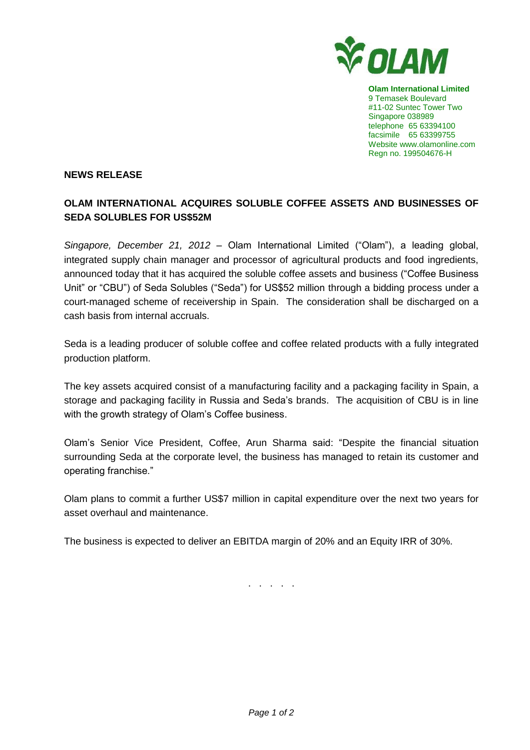**Olam International Limited**
9 Temasek Boulevard
#11-02 Suntec Tower Two
Singapore 038989
telephone 65 63394100
facsimile 65 63399755
Website www.olamonline.com
Regn no. 199504676-H

**NEWS RELEASE**

## OLAM INTERNATIONAL ACQUIRES SOLUBLE COFFEE ASSETS AND BUSINESSES OF SEDA SOLUBLES FOR US$52M

*Singapore, December 21, 2012* – Olam International Limited ("Olam"), a leading global, integrated supply chain manager and processor of agricultural products and food ingredients, announced today that it has acquired the soluble coffee assets and business ("Coffee Business Unit" or "CBU") of Seda Solubles ("Seda") for US$52 million through a bidding process under a court-managed scheme of receivership in Spain. The consideration shall be discharged on a cash basis from internal accruals.

Seda is a leading producer of soluble coffee and coffee related products with a fully integrated production platform.

The key assets acquired consist of a manufacturing facility and a packaging facility in Spain, a storage and packaging facility in Russia and Seda's brands. The acquisition of CBU is in line with the growth strategy of Olam's Coffee business.

Olam's Senior Vice President, Coffee, Arun Sharma said: "Despite the financial situation surrounding Seda at the corporate level, the business has managed to retain its customer and operating franchise."

Olam plans to commit a further US$7 million in capital expenditure over the next two years for asset overhaul and maintenance.

The business is expected to deliver an EBITDA margin of 20% and an Equity IRR of 30%.

. . . . .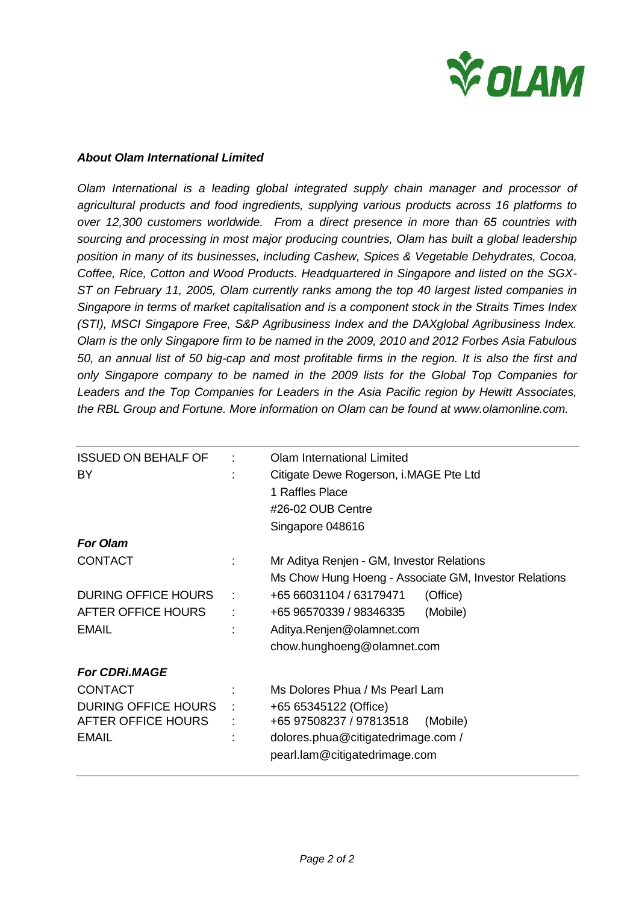***About Olam International Limited***

*Olam International is a leading global integrated supply chain manager and processor of agricultural products and food ingredients, supplying various products across 16 platforms to over 12,300 customers worldwide. From a direct presence in more than 65 countries with sourcing and processing in most major producing countries, Olam has built a global leadership position in many of its businesses, including Cashew, Spices & Vegetable Dehydrates, Cocoa, Coffee, Rice, Cotton and Wood Products. Headquartered in Singapore and listed on the SGX-ST on February 11, 2005, Olam currently ranks among the top 40 largest listed companies in Singapore in terms of market capitalisation and is a component stock in the Straits Times Index (STI), MSCI Singapore Free, S&P Agribusiness Index and the DAXglobal Agribusiness Index. Olam is the only Singapore firm to be named in the 2009, 2010 and 2012 Forbes Asia Fabulous 50, an annual list of 50 big-cap and most profitable firms in the region. It is also the first and only Singapore company to be named in the 2009 lists for the Global Top Companies for Leaders and the Top Companies for Leaders in the Asia Pacific region by Hewitt Associates, the RBL Group and Fortune. More information on Olam can be found at www.olamonline.com.*

| | | |
|---|---|---|
| ISSUED ON BEHALF OF | : | Olam International Limited |
| BY | : | Citigate Dewe Rogerson, i.MAGE Pte Ltd<br>1 Raffles Place<br>#26-02 OUB Centre<br>Singapore 048616 |
| ***For Olam*** | | |
| CONTACT | : | Mr Aditya Renjen - GM, Investor Relations<br>Ms Chow Hung Hoeng - Associate GM, Investor Relations |
| DURING OFFICE HOURS | : | +65 66031104 / 63179471 (Office) |
| AFTER OFFICE HOURS | : | +65 96570339 / 98346335 (Mobile) |
| EMAIL | : | Aditya.Renjen@olamnet.com<br>chow.hunghoeng@olamnet.com |
| ***For CDRi.MAGE*** | | |
| CONTACT | : | Ms Dolores Phua / Ms Pearl Lam |
| DURING OFFICE HOURS | : | +65 65345122 (Office) |
| AFTER OFFICE HOURS | : | +65 97508237 / 97813518 (Mobile) |
| EMAIL | : | dolores.phua@citigatedrimage.com /<br>pearl.lam@citigatedrimage.com |